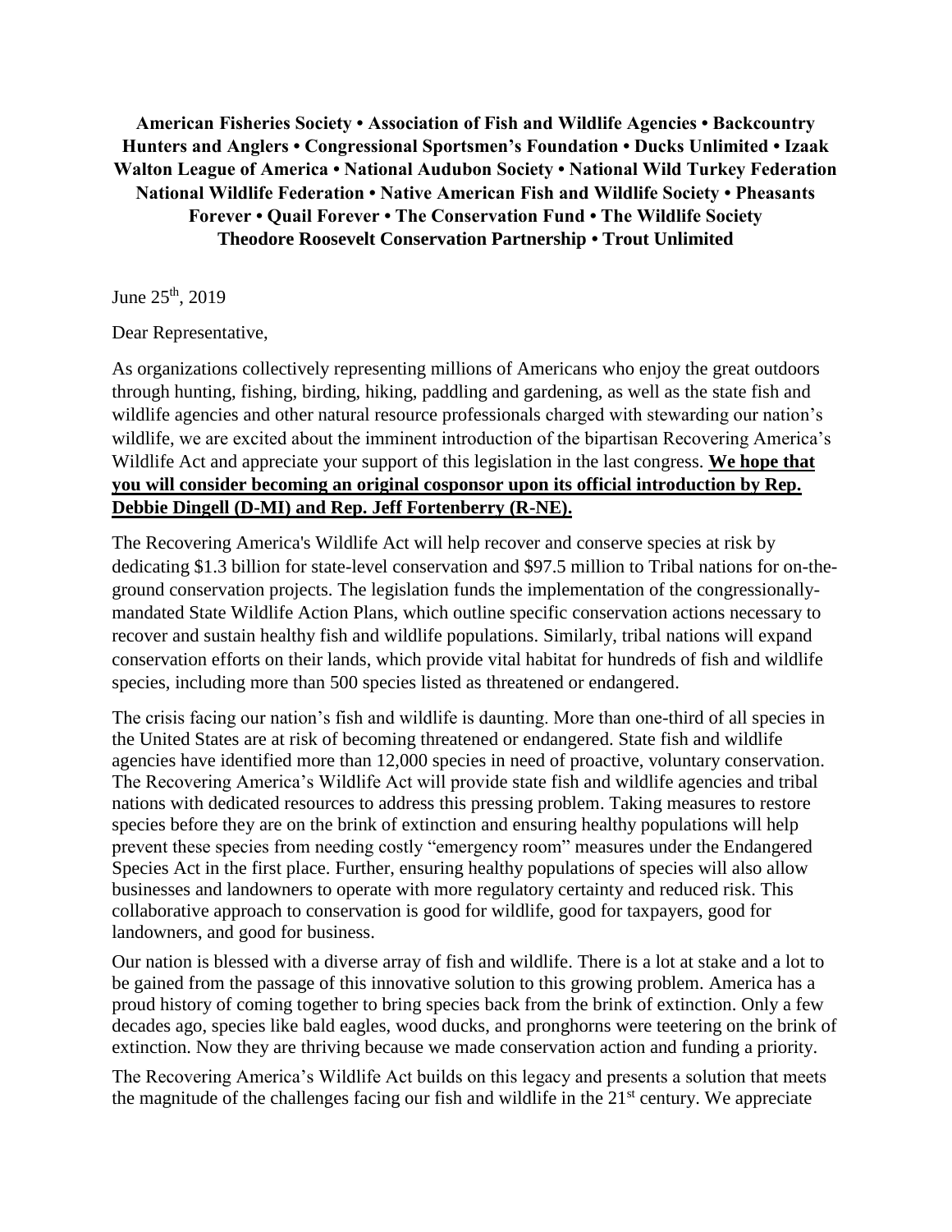**American Fisheries Society • Association of Fish and Wildlife Agencies • Backcountry Hunters and Anglers • Congressional Sportsmen's Foundation • Ducks Unlimited • Izaak Walton League of America • National Audubon Society • National Wild Turkey Federation National Wildlife Federation • Native American Fish and Wildlife Society • Pheasants Forever • Quail Forever • The Conservation Fund • The Wildlife Society Theodore Roosevelt Conservation Partnership • Trout Unlimited**

June 25th, 2019

Dear Representative,

As organizations collectively representing millions of Americans who enjoy the great outdoors through hunting, fishing, birding, hiking, paddling and gardening, as well as the state fish and wildlife agencies and other natural resource professionals charged with stewarding our nation's wildlife, we are excited about the imminent introduction of the bipartisan Recovering America's Wildlife Act and appreciate your support of this legislation in the last congress. **We hope that you will consider becoming an original cosponsor upon its official introduction by Rep. Debbie Dingell (D-MI) and Rep. Jeff Fortenberry (R-NE).**

The Recovering America's Wildlife Act will help recover and conserve species at risk by dedicating $1.3 billion for state-level conservation and $97.5 million to Tribal nations for on-the-ground conservation projects. The legislation funds the implementation of the congressionally-mandated State Wildlife Action Plans, which outline specific conservation actions necessary to recover and sustain healthy fish and wildlife populations. Similarly, tribal nations will expand conservation efforts on their lands, which provide vital habitat for hundreds of fish and wildlife species, including more than 500 species listed as threatened or endangered.

The crisis facing our nation's fish and wildlife is daunting. More than one-third of all species in the United States are at risk of becoming threatened or endangered. State fish and wildlife agencies have identified more than 12,000 species in need of proactive, voluntary conservation. The Recovering America's Wildlife Act will provide state fish and wildlife agencies and tribal nations with dedicated resources to address this pressing problem. Taking measures to restore species before they are on the brink of extinction and ensuring healthy populations will help prevent these species from needing costly "emergency room" measures under the Endangered Species Act in the first place. Further, ensuring healthy populations of species will also allow businesses and landowners to operate with more regulatory certainty and reduced risk. This collaborative approach to conservation is good for wildlife, good for taxpayers, good for landowners, and good for business.

Our nation is blessed with a diverse array of fish and wildlife. There is a lot at stake and a lot to be gained from the passage of this innovative solution to this growing problem. America has a proud history of coming together to bring species back from the brink of extinction. Only a few decades ago, species like bald eagles, wood ducks, and pronghorns were teetering on the brink of extinction. Now they are thriving because we made conservation action and funding a priority.

The Recovering America's Wildlife Act builds on this legacy and presents a solution that meets the magnitude of the challenges facing our fish and wildlife in the 21st century. We appreciate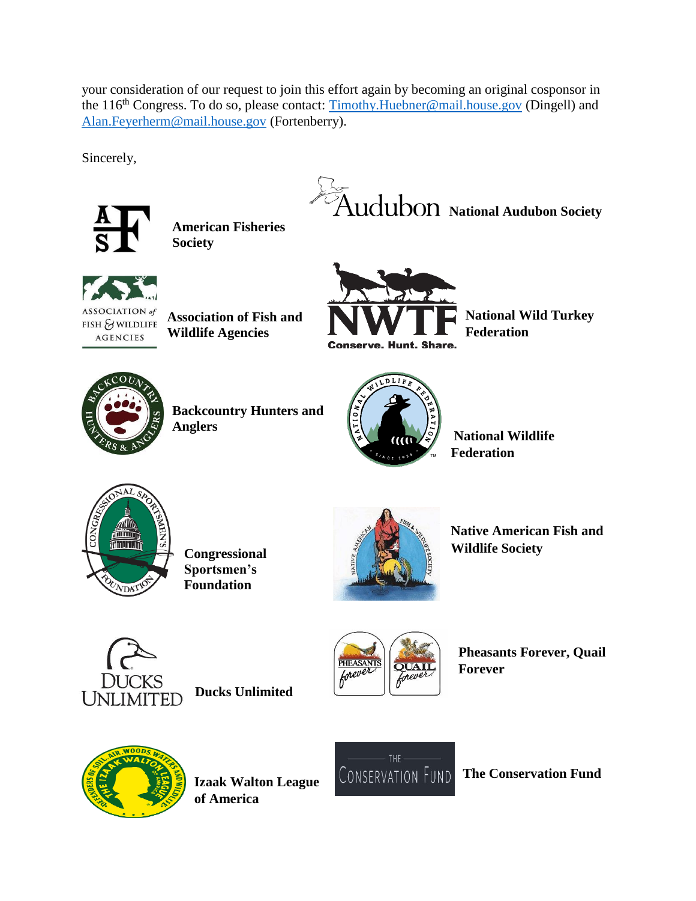your consideration of our request to join this effort again by becoming an original cosponsor in the 116th Congress. To do so, please contact: Timothy.Huebner@mail.house.gov (Dingell) and Alan.Feyerherm@mail.house.gov (Fortenberry).

Sincerely,

**American Fisheries Society**

**National Audubon Society**

**Association of Fish and Wildlife Agencies**

**National Wild Turkey Federation**

**Backcountry Hunters and Anglers**

**National Wildlife Federation**

**Congressional Sportsmen's Foundation**

**Native American Fish and Wildlife Society**

**Ducks Unlimited**

**Pheasants Forever, Quail Forever**

**Izaak Walton League of America**

**The Conservation Fund**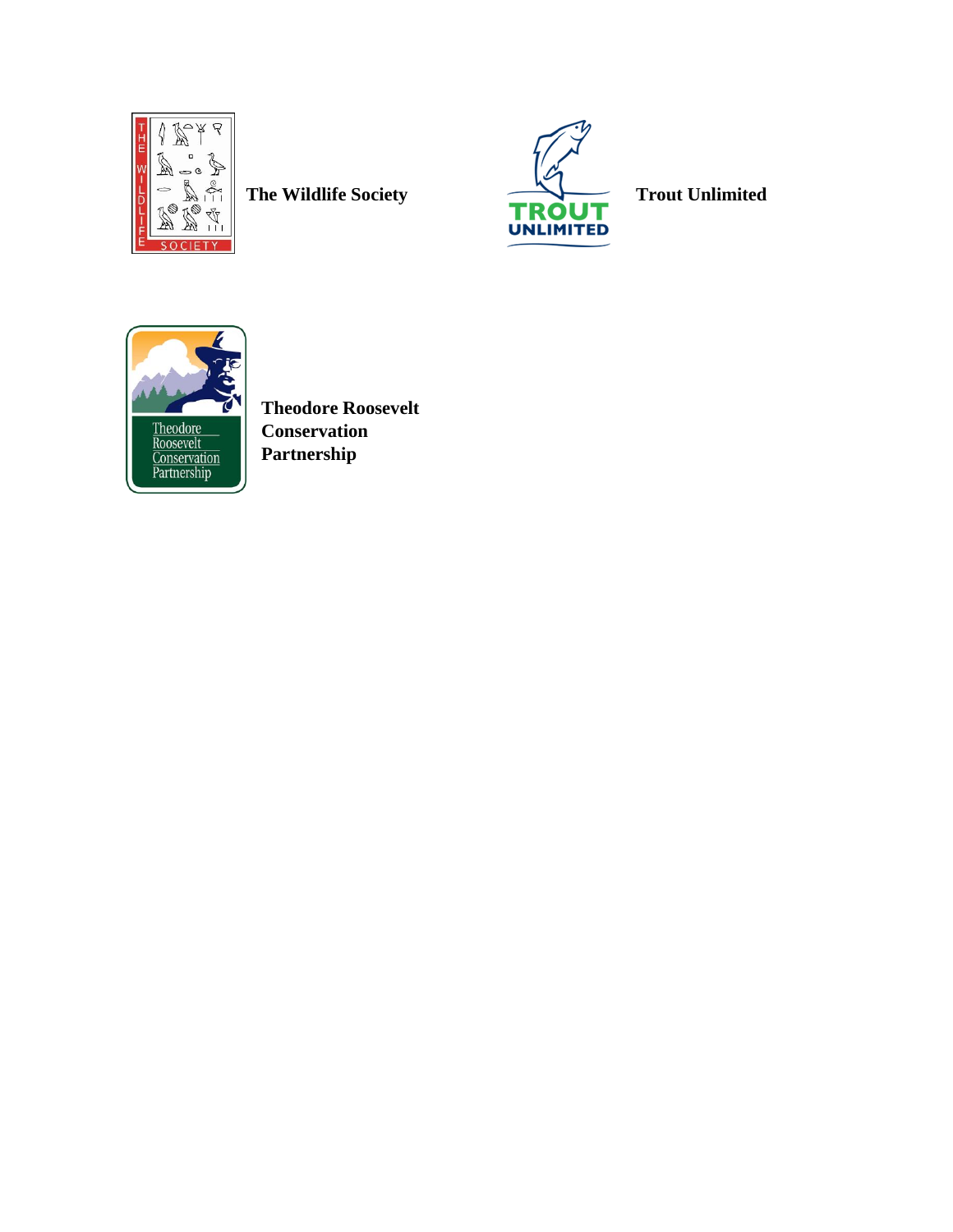**The Wildlife Society**

**Trout Unlimited**

**Theodore Roosevelt Conservation Partnership**